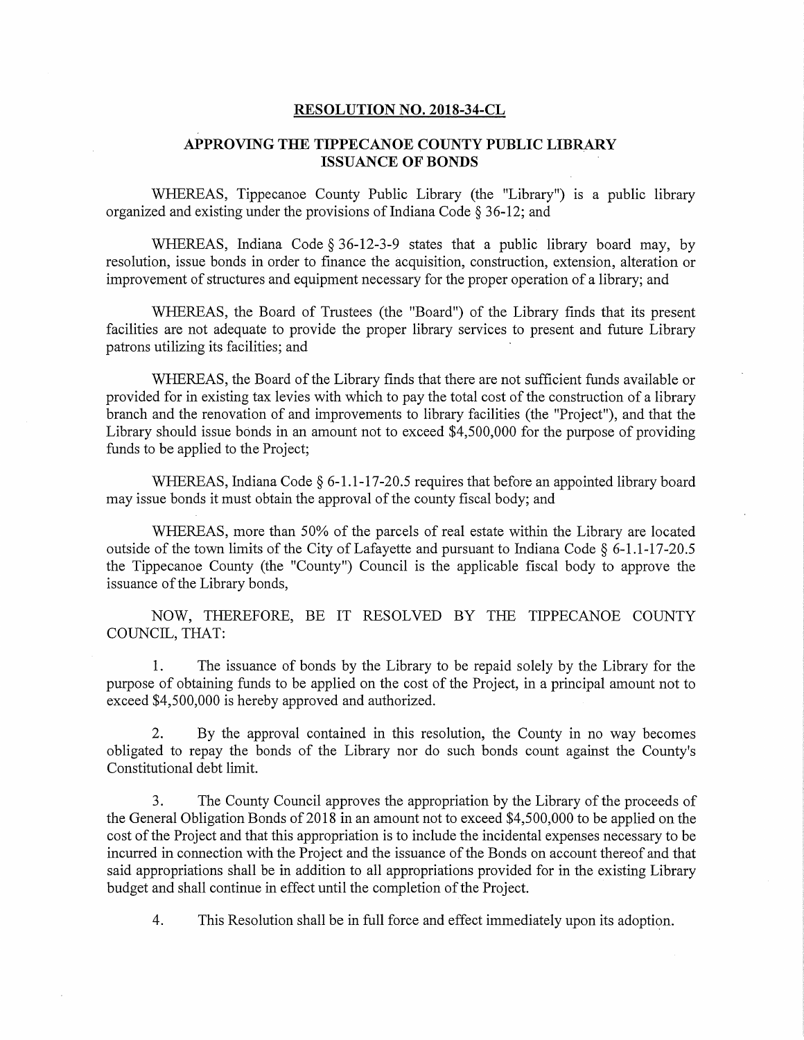# RESOLUTION NO. 2018-34-CL

## APPROVING THE TIPPECANOE COUNTY PUBLIC LIBRARY ISSUANCE OF BONDS

WHEREAS, Tippecanoe County Public Library (the "Library") is a public library organized and existing under the provisions of Indiana Code § 36-12; and

WHEREAS, Indiana Code § 36-12-3-9 states that a public library board may, by resolution, issue bonds in order to finance the acquisition, construction, extension, alteration or improvement of structures and equipment necessary for the proper operation of a library; and

WHEREAS, the Board of Trustees (the "Board") of the Library finds that its present facilities are not adequate to provide the proper library services to present and future Library patrons utilizing its facilities; and

WHEREAS, the Board of the Library finds that there are not sufficient funds available or provided for in existing tax levies with which to pay the total cost of the construction of a library branch and the renovation of and improvements to library facilities (the "Project"), and that the Library should issue bonds in an amount not to exceed $4,500,000 for the purpose of providing funds to be applied to the Project;

WHEREAS, Indiana Code § 6-1.1-17-20.5 requires that before an appointed library board may issue bonds it must obtain the approval of the county fiscal body; and

WHEREAS, more than 50% of the parcels of real estate within the Library are located outside of the town limits of the City of Lafayette and pursuant to Indiana Code § 6-1.1-17-20.5 the Tippecanoe County (the "County") Council is the applicable fiscal body to approve the issuance of the Library bonds,

NOW, THEREFORE, BE IT RESOLVED BY THE TIPPECANOE COUNTY COUNCIL, THAT:

1. The issuance of bonds by the Library to be repaid solely by the Library for the purpose of obtaining funds to be applied on the cost of the Project, in a principal amount not to exceed $4,500,000 is hereby approved and authorized.

2. By the approval contained in this resolution, the County in no way becomes obligated to repay the bonds of the Library nor do such bonds count against the County's Constitutional debt limit.

3. The County Council approves the appropriation by the Library of the proceeds of the General Obligation Bonds of 2018 in an amount not to exceed $4,500,000 to be applied on the cost of the Project and that this appropriation is to include the incidental expenses necessary to be incurred in connection with the Project and the issuance of the Bonds on account thereof and that said appropriations shall be in addition to all appropriations provided for in the existing Library budget and shall continue in effect until the completion of the Project.

4. This Resolution shall be in full force and effect immediately upon its adoption.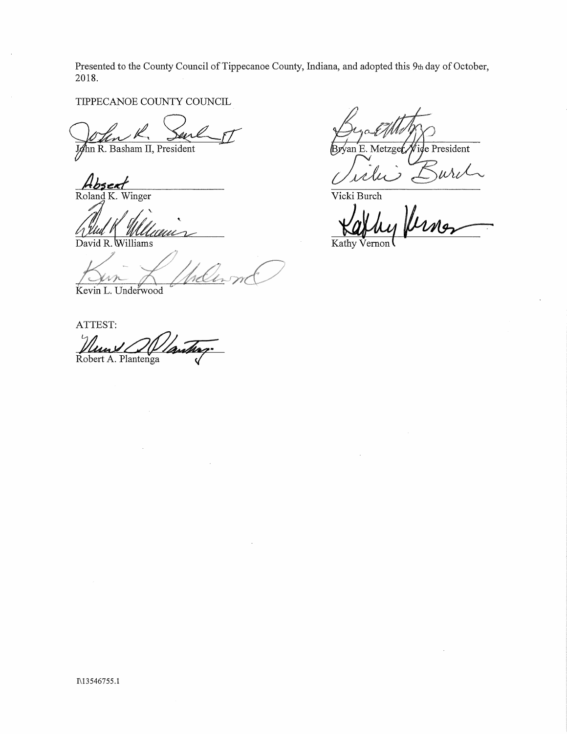Presented to the County Council of Tippecanoe County, Indiana, and adopted this 9th day of October, 2018.

TIPPECANOE COUNTY COUNCIL

John R. Basham II, President

Absent
Roland K. Winger

David R. Williams

Kevin L. Underwood

Bryan E. Metzger, Vice President

Vicki Burch

Kathy Vernon

ATTEST:

Robert A. Plantenga

I\13546755.1